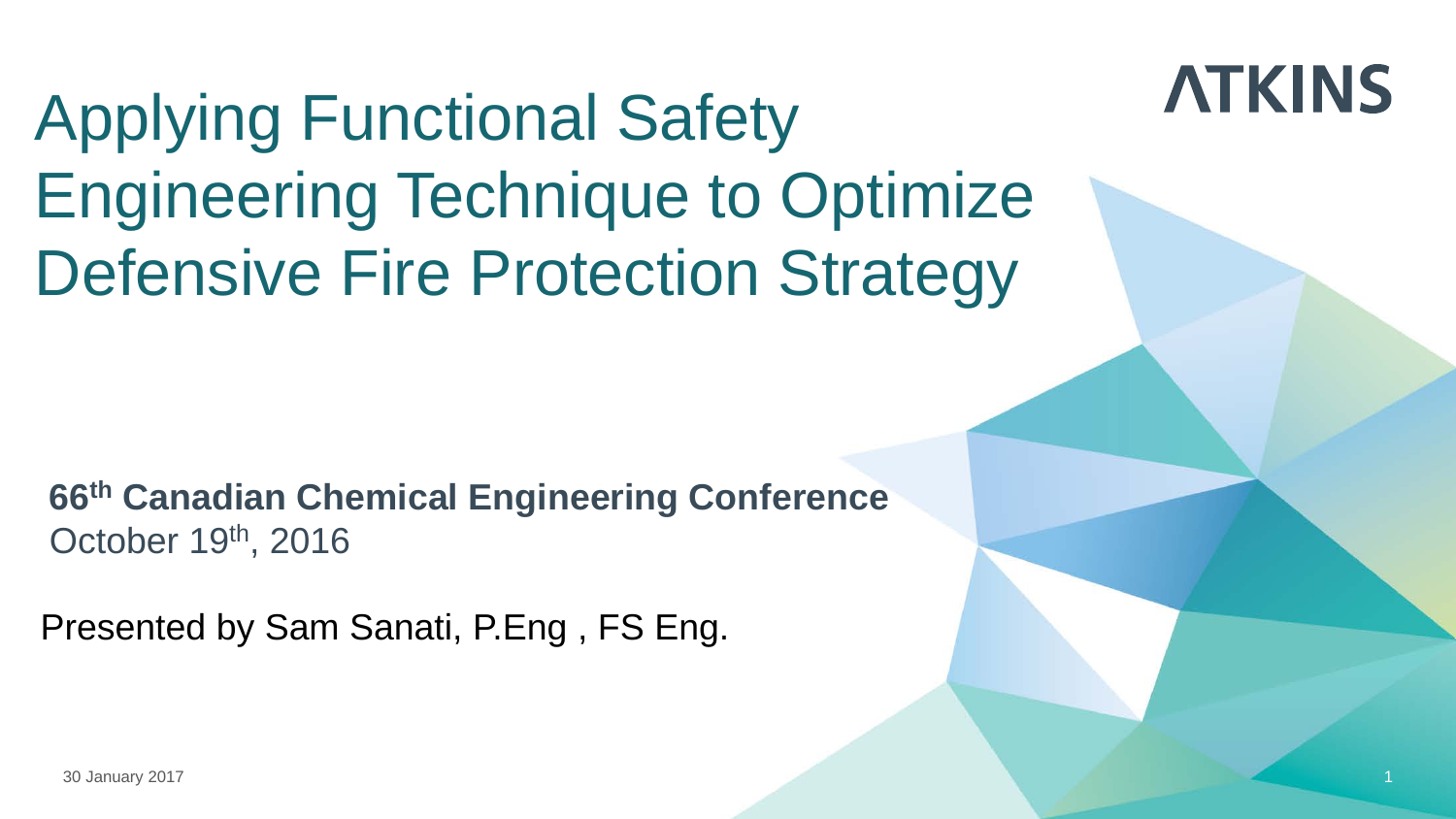# Applying Functional Safety Engineering Technique to Optimize Defensive Fire Protection Strategy

ATKINS

**66th Canadian Chemical Engineering Conference**
October 19th, 2016

Presented by Sam Sanati, P.Eng , FS Eng.

30 January 2017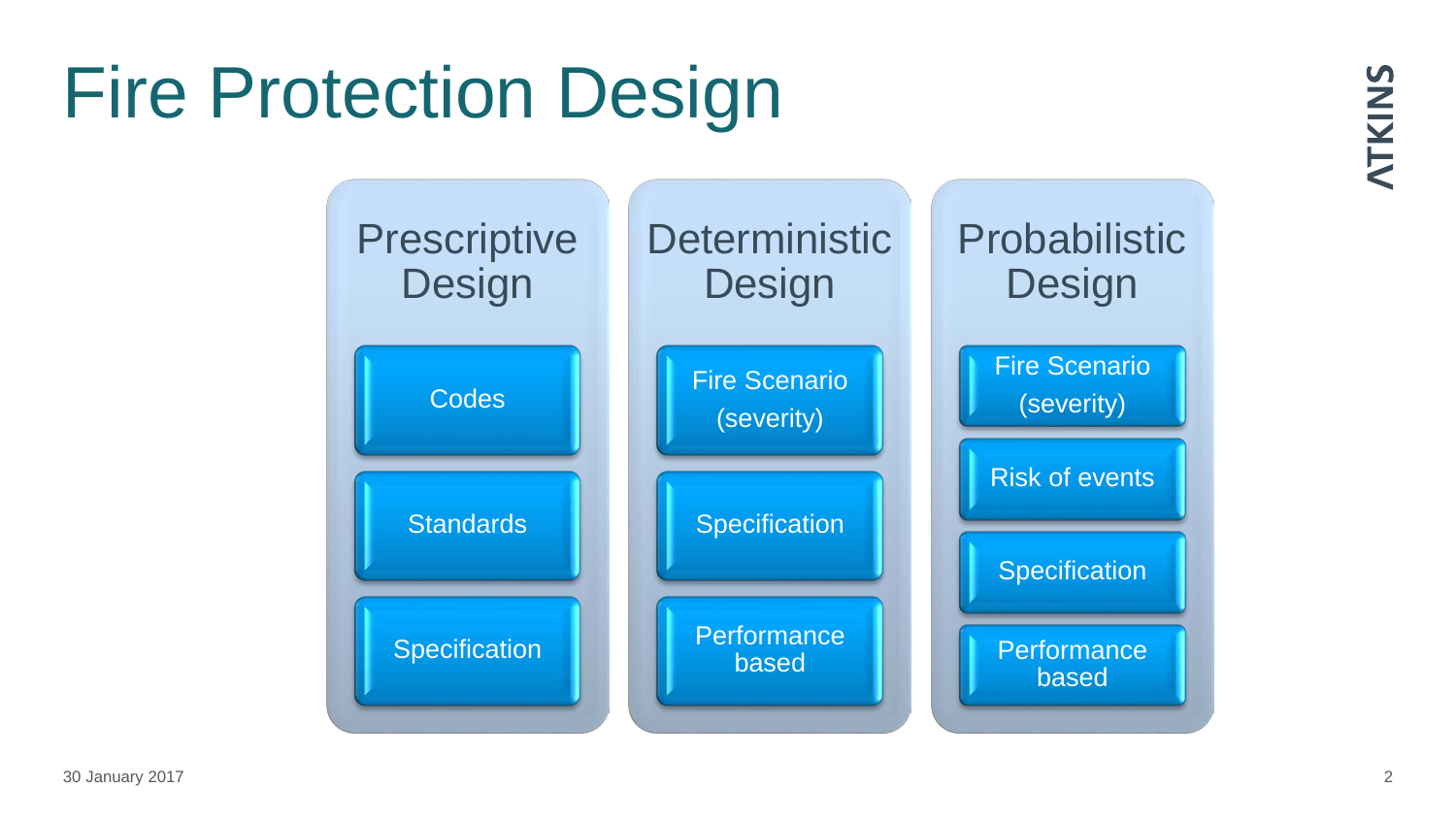# Fire Protection Design

## Prescriptive Design

- Codes
- Standards
- Specification

## Deterministic Design

- Fire Scenario (severity)
- Specification
- Performance based

## Probabilistic Design

- Fire Scenario (severity)
- Risk of events
- Specification
- Performance based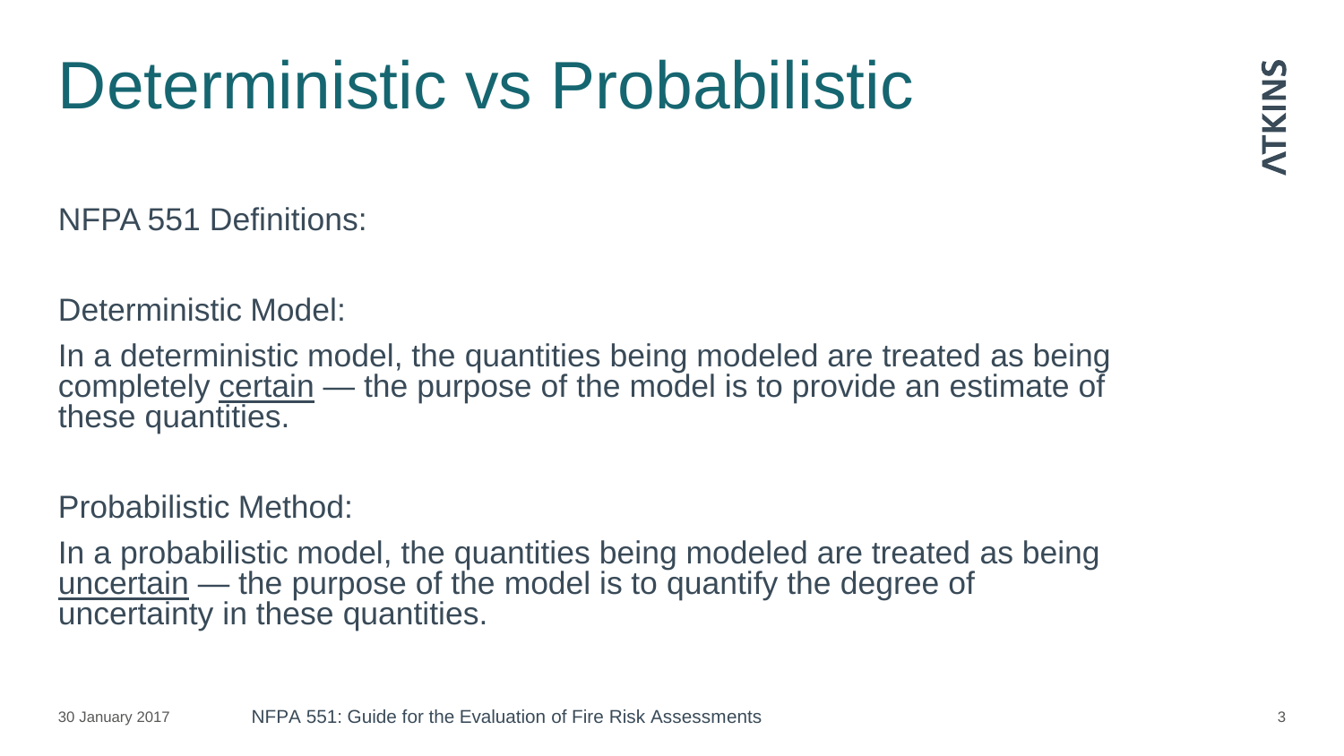# Deterministic vs Probabilistic

NFPA 551 Definitions:

Deterministic Model:

In a deterministic model, the quantities being modeled are treated as being completely certain — the purpose of the model is to provide an estimate of these quantities.

Probabilistic Method:

In a probabilistic model, the quantities being modeled are treated as being uncertain — the purpose of the model is to quantify the degree of uncertainty in these quantities.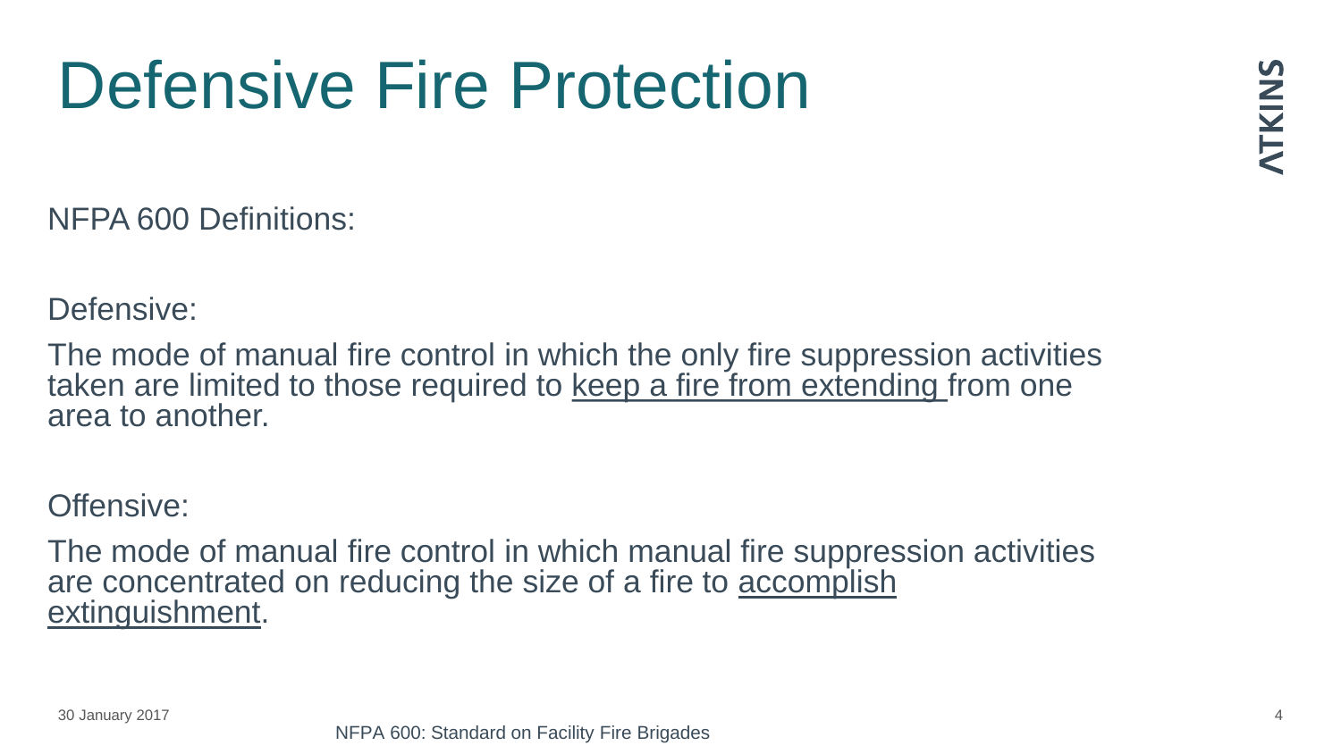# Defensive Fire Protection

NFPA 600 Definitions:

Defensive:

The mode of manual fire control in which the only fire suppression activities taken are limited to those required to <u>keep a fire from extending</u> from one area to another.

Offensive:

The mode of manual fire control in which manual fire suppression activities are concentrated on reducing the size of a fire to <u>accomplish extinguishment</u>.

NFPA 600: Standard on Facility Fire Brigades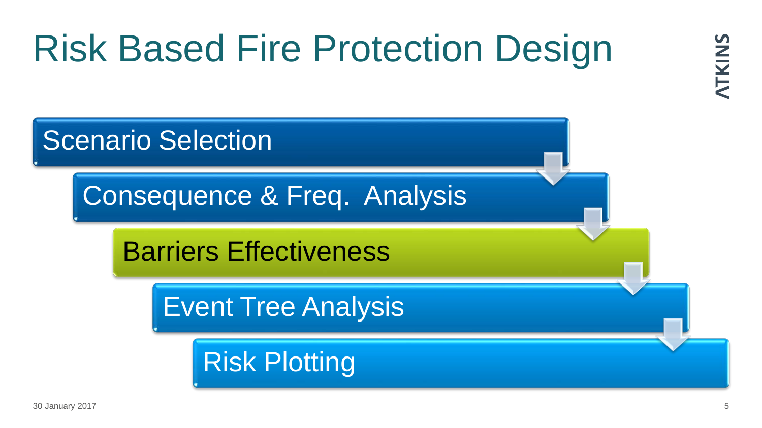# Risk Based Fire Protection Design

- Scenario Selection
- Consequence & Freq. Analysis
- Barriers Effectiveness
- Event Tree Analysis
- Risk Plotting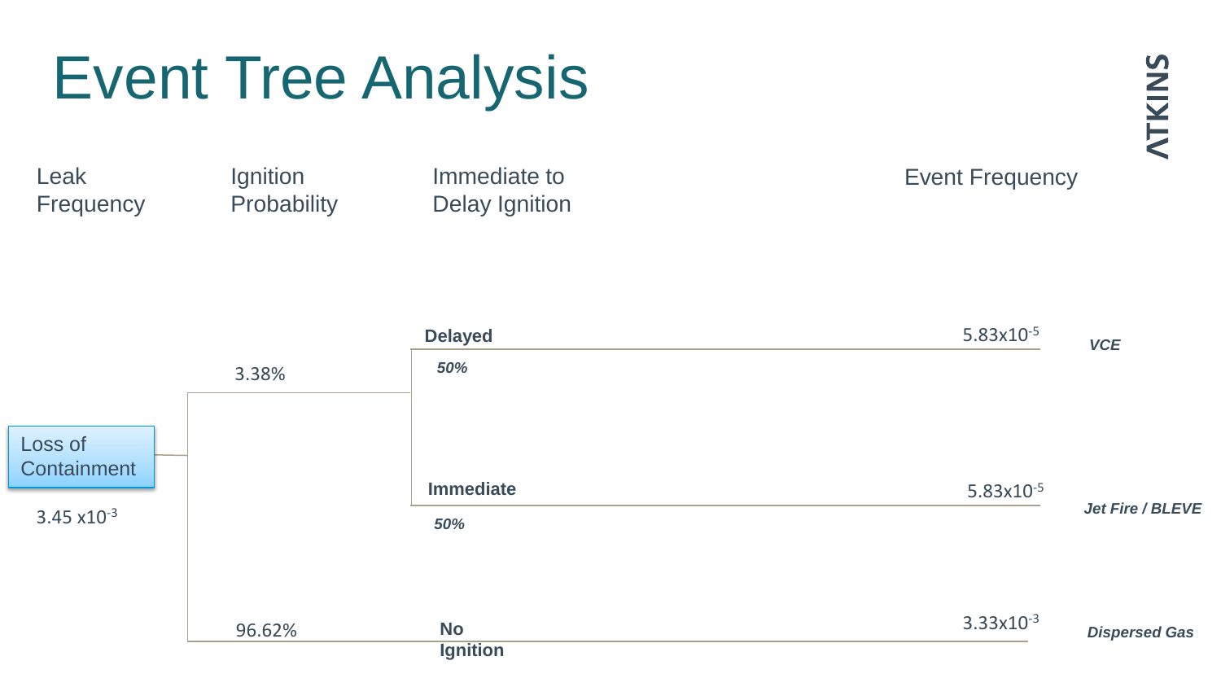# Event Tree Analysis

| Leak Frequency | Ignition Probability | Immediate to Delay Ignition | Event Frequency | Outcome |
|---|---|---|---|---|
| Loss of Containment $3.45 \times 10^{-3}$ | 3.38% | **Delayed** *50%* | $5.83 \times 10^{-5}$ | ***VCE*** |
| | | **Immediate** *50%* | $5.83 \times 10^{-5}$ | ***Jet Fire / BLEVE*** |
| | 96.62% | **No Ignition** | $3.33 \times 10^{-3}$ | ***Dispersed Gas*** |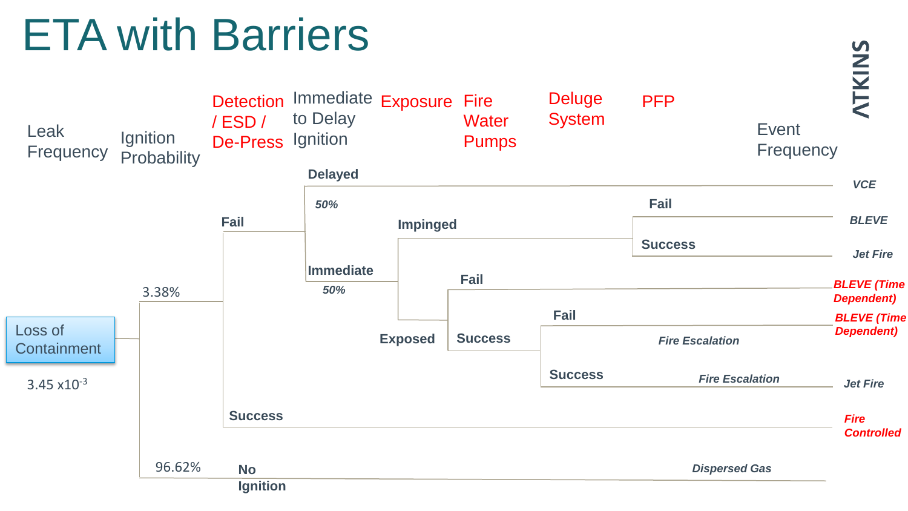# ETA with Barriers

| Leak Frequency | Ignition Probability | Detection / ESD / De-Press | Immediate to Delay Ignition | Exposure | Fire Water Pumps | Deluge System | PFP | Event Frequency |
|---|---|---|---|---|---|---|---|---|
| Loss of Containment $3.45 \times 10^{-3}$ | 3.38% | Fail | Delayed 50% | | | | | *VCE* |
| | | | Immediate 50% | Impinged | | | Fail | *BLEVE* |
| | | | | | | | Success | *Jet Fire* |
| | | | | Exposed | Fail | | | *BLEVE (Time Dependent)* |
| | | | | | Success | Fail | *Fire Escalation* | *BLEVE (Time Dependent)* |
| | | | | | | Success | *Fire Escalation* | *Jet Fire* |
| | | Success | | | | | | *Fire Controlled* |
| | 96.62% No Ignition | | | | | | | *Dispersed Gas* |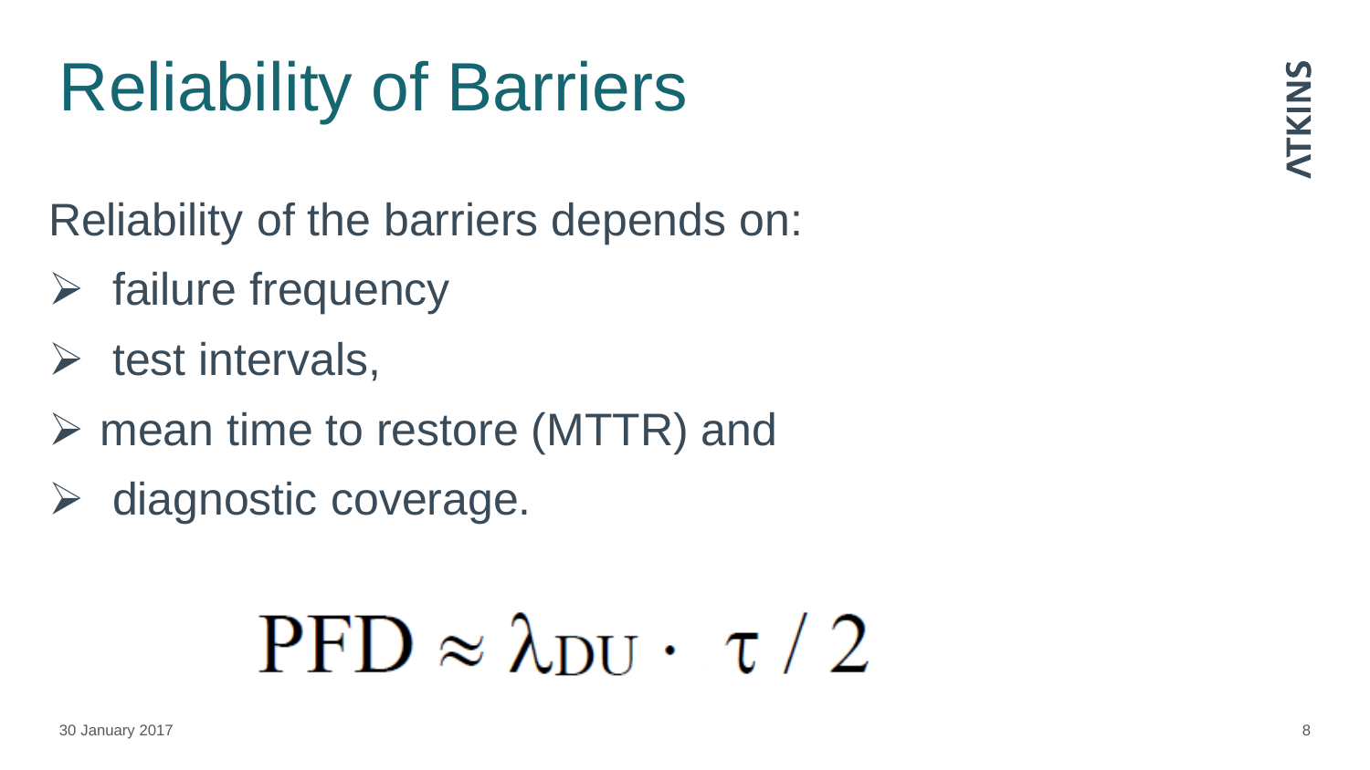# Reliability of Barriers

Reliability of the barriers depends on:

- failure frequency
- test intervals,
- mean time to restore (MTTR) and
- diagnostic coverage.

$$PFD \approx \lambda_{DU} \cdot \tau / 2$$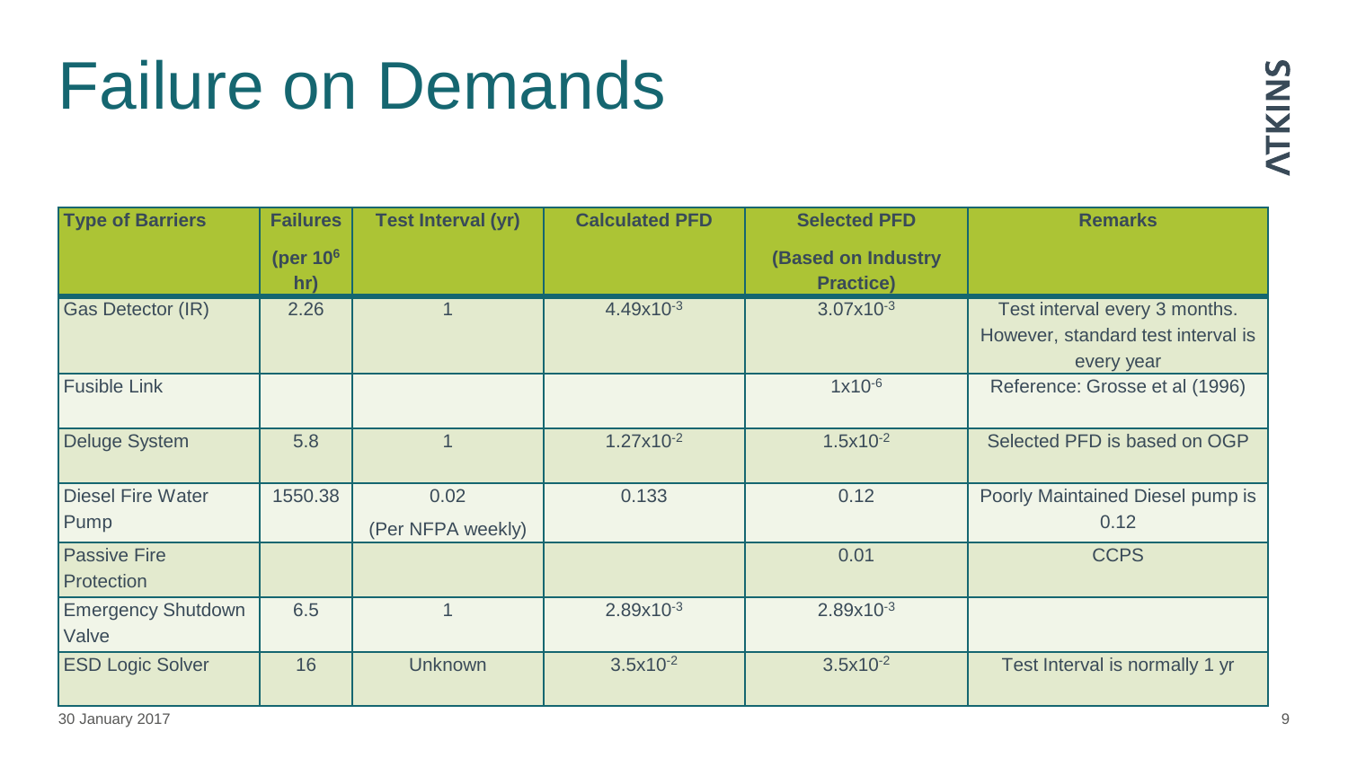# Failure on Demands

| Type of Barriers | Failures (per $10^6$ hr) | Test Interval (yr) | Calculated PFD | Selected PFD (Based on Industry Practice) | Remarks |
|---|---|---|---|---|---|
| Gas Detector (IR) | 2.26 | 1 | $4.49 \times 10^{-3}$ | $3.07 \times 10^{-3}$ | Test interval every 3 months. However, standard test interval is every year |
| Fusible Link | | | | $1 \times 10^{-6}$ | Reference: Grosse et al (1996) |
| Deluge System | 5.8 | 1 | $1.27 \times 10^{-2}$ | $1.5 \times 10^{-2}$ | Selected PFD is based on OGP |
| Diesel Fire Water Pump | 1550.38 | 0.02 (Per NFPA weekly) | 0.133 | 0.12 | Poorly Maintained Diesel pump is 0.12 |
| Passive Fire Protection | | | | 0.01 | CCPS |
| Emergency Shutdown Valve | 6.5 | 1 | $2.89 \times 10^{-3}$ | $2.89 \times 10^{-3}$ | |
| ESD Logic Solver | 16 | Unknown | $3.5 \times 10^{-2}$ | $3.5 \times 10^{-2}$ | Test Interval is normally 1 yr |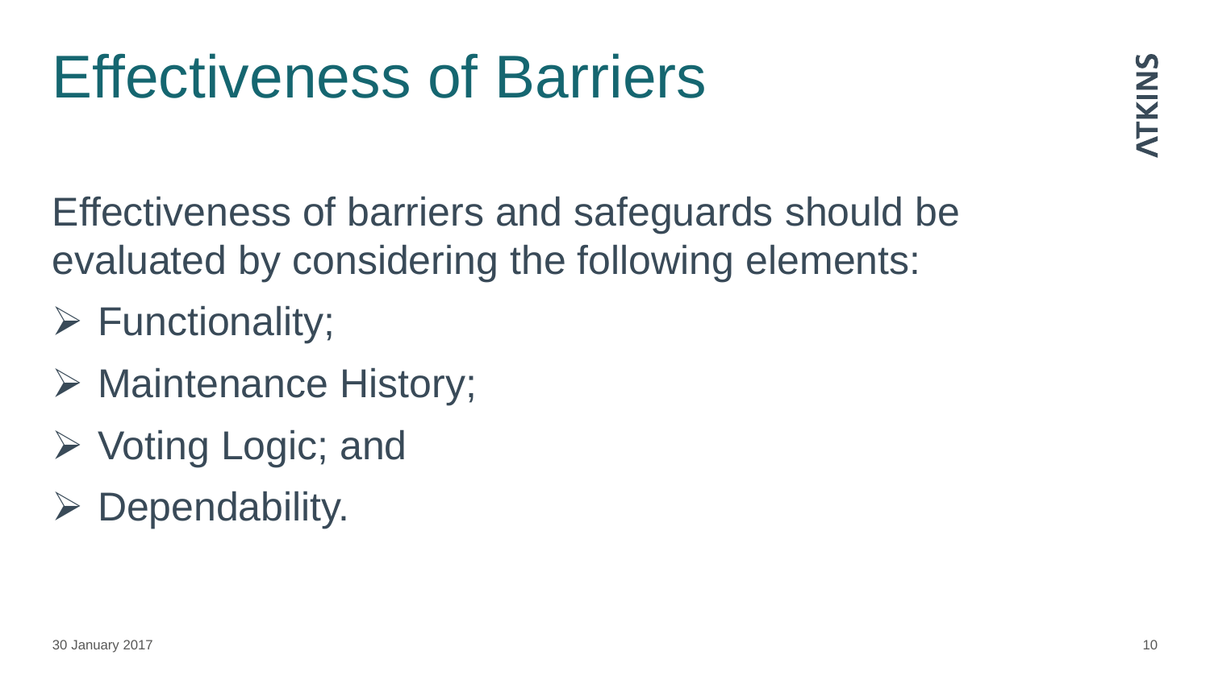# Effectiveness of Barriers

Effectiveness of barriers and safeguards should be evaluated by considering the following elements:

- Functionality;
- Maintenance History;
- Voting Logic; and
- Dependability.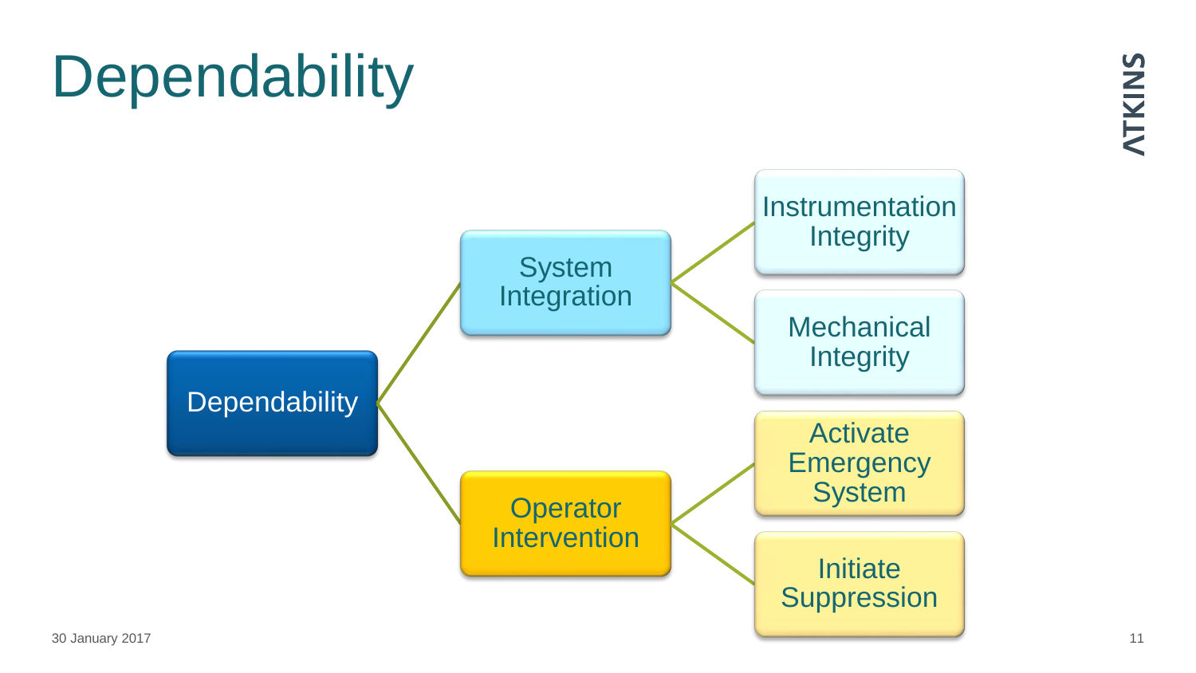# Dependability

- Dependability
  - System Integration
    - Instrumentation Integrity
    - Mechanical Integrity
  - Operator Intervention
    - Activate Emergency System
    - Initiate Suppression

30 January 2017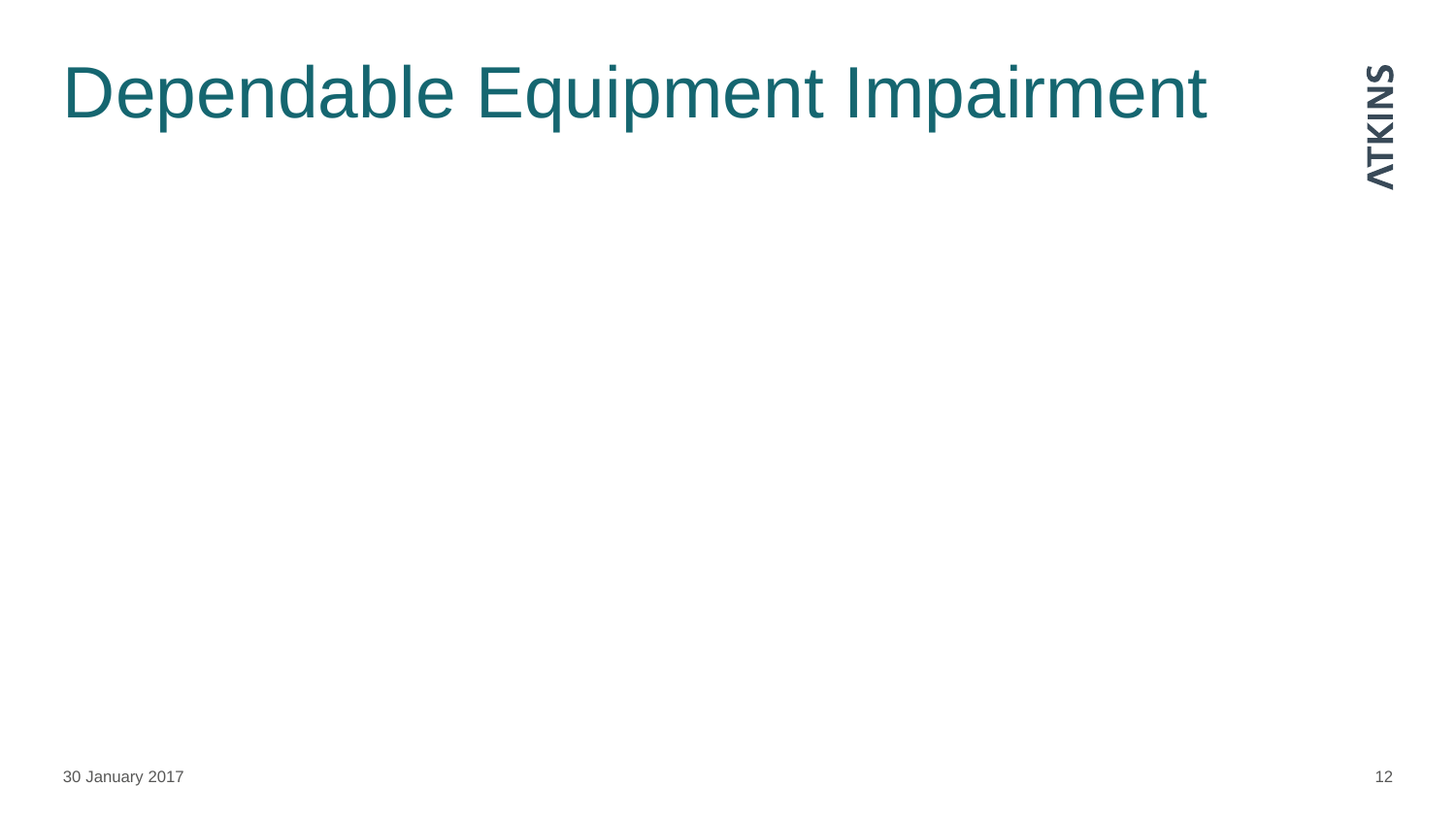# Dependable Equipment Impairment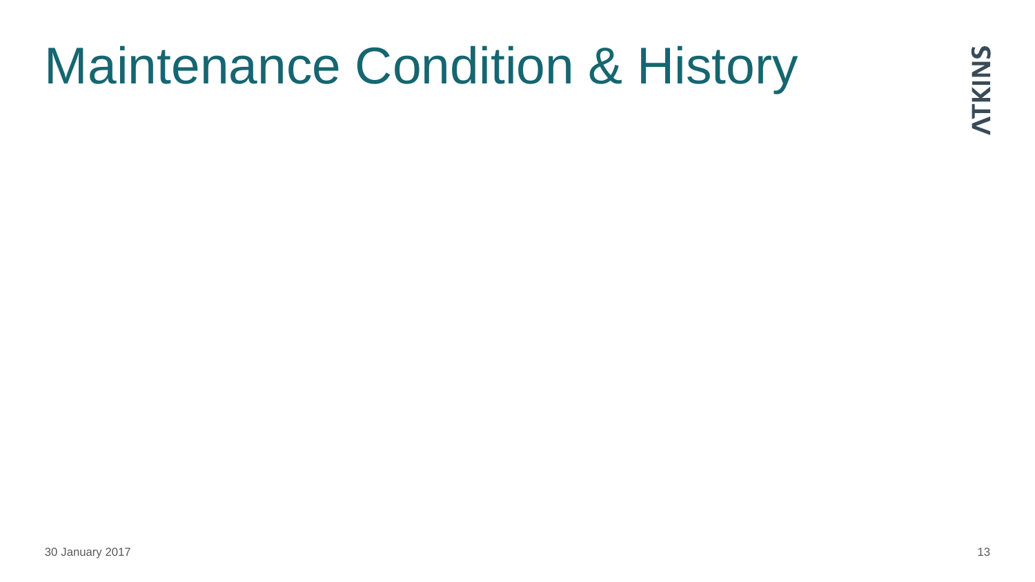# Maintenance Condition & History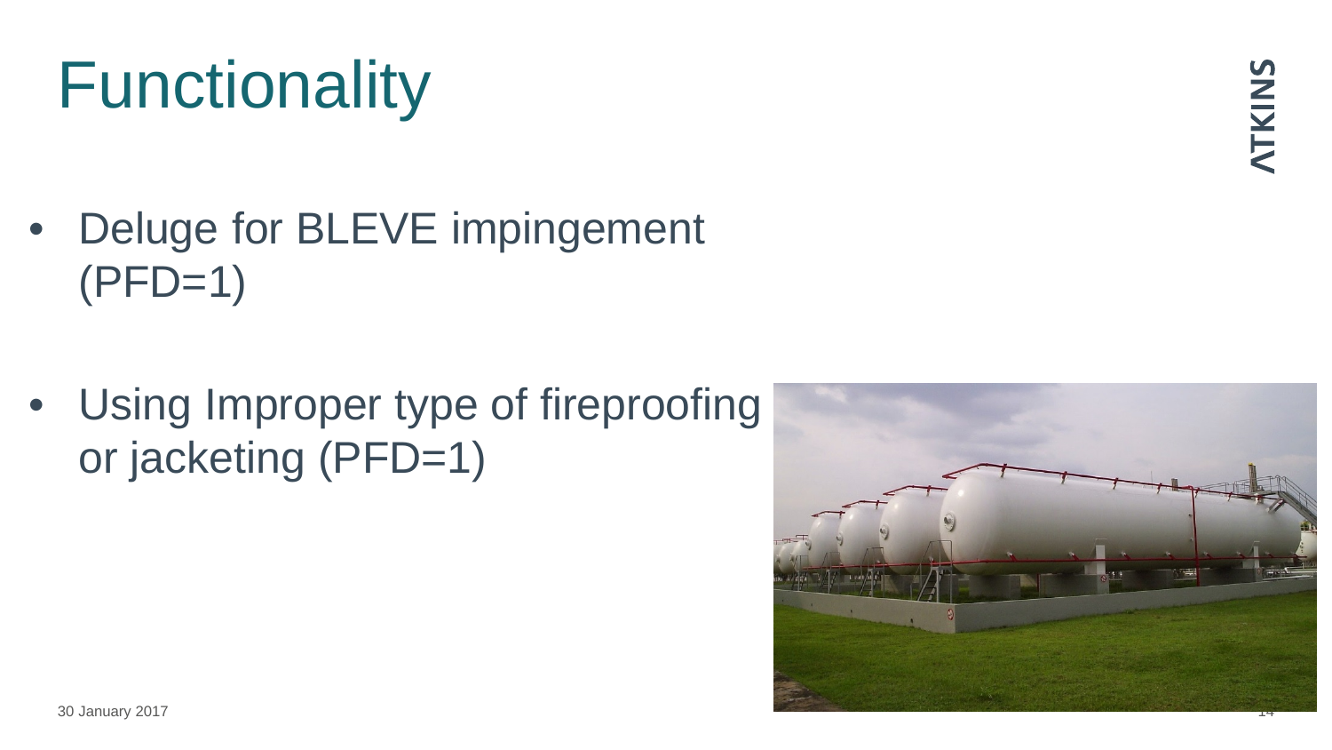# Functionality

- Deluge for BLEVE impingement (PFD=1)
- Using Improper type of fireproofing or jacketing (PFD=1)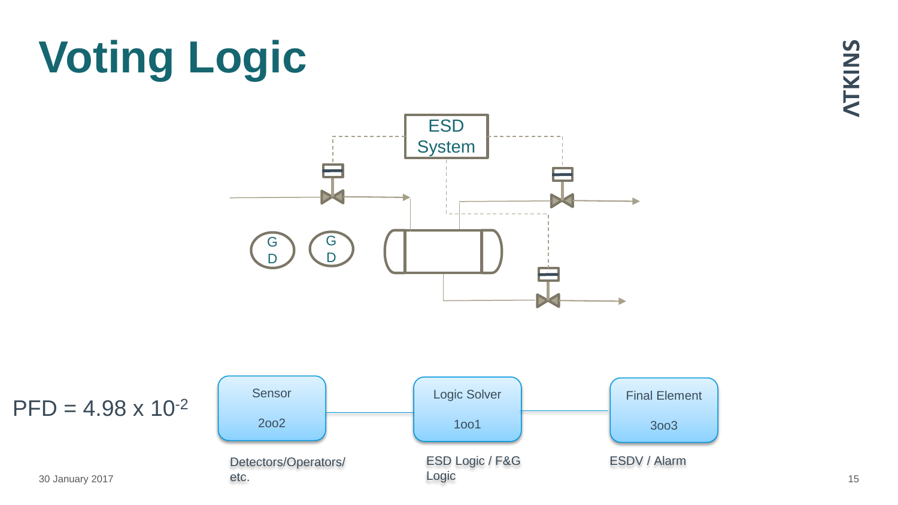# Voting Logic

ESD System

GD

GD

$PFD = 4.98 \times 10^{-2}$

| Sensor | Logic Solver | Final Element |
| --- | --- | --- |
| 2oo2 | 1oo1 | 3oo3 |
| Detectors/Operators/ etc. | ESD Logic / F&G Logic | ESDV / Alarm |

30 January 2017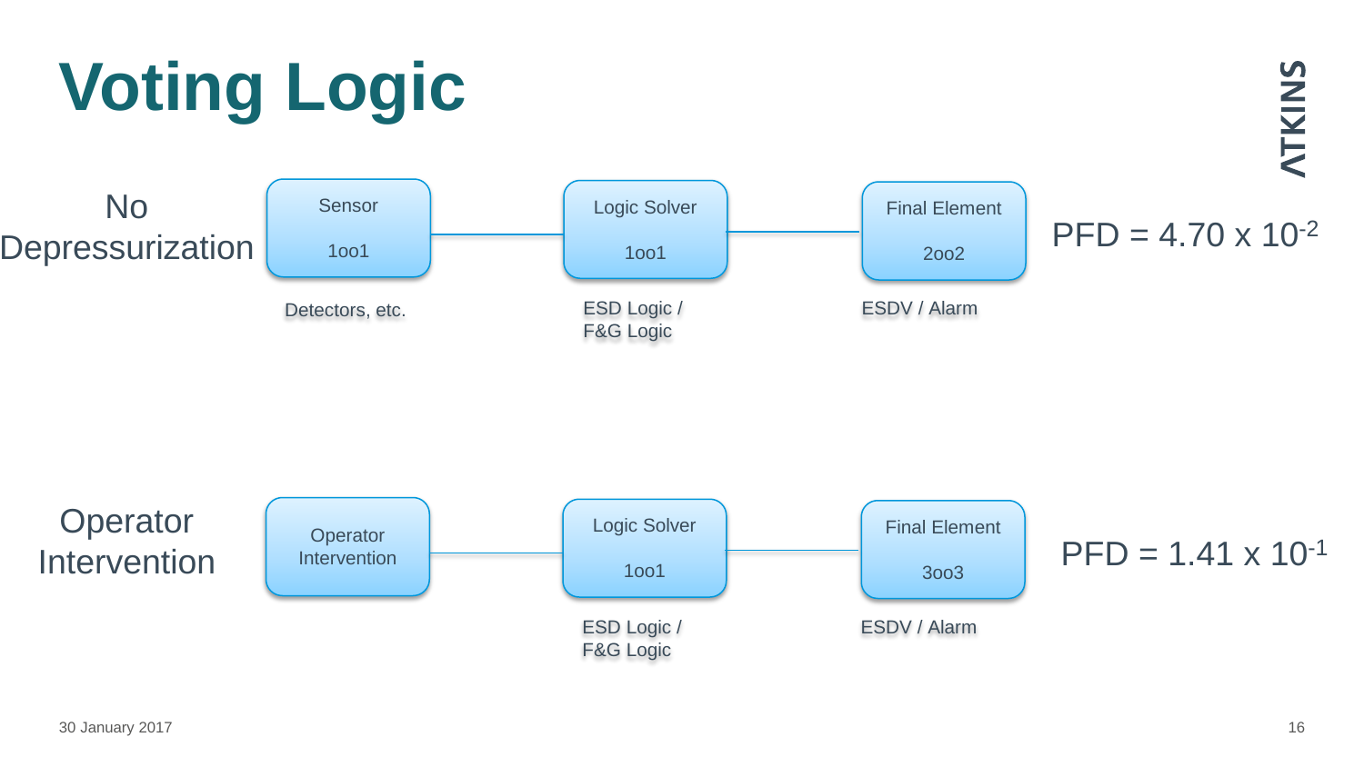# Voting Logic

## No Depressurization

| Sensor | Logic Solver | Final Element | |
|---|---|---|---|
| 1oo1 | 1oo1 | 2oo2 | PFD = $4.70 \times 10^{-2}$ |
| Detectors, etc. | ESD Logic / F&G Logic | ESDV / Alarm | |

## Operator Intervention

| Operator Intervention | Logic Solver | Final Element | |
|---|---|---|---|
| | 1oo1 | 3oo3 | PFD = $1.41 \times 10^{-1}$ |
| | ESD Logic / F&G Logic | ESDV / Alarm | |

30 January 2017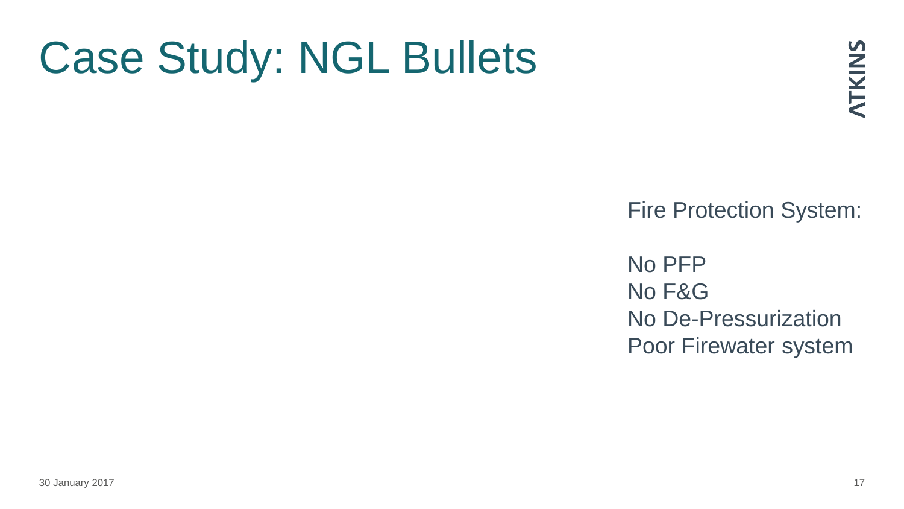# Case Study: NGL Bullets

Fire Protection System:

No PFP
No F&G
No De-Pressurization
Poor Firewater system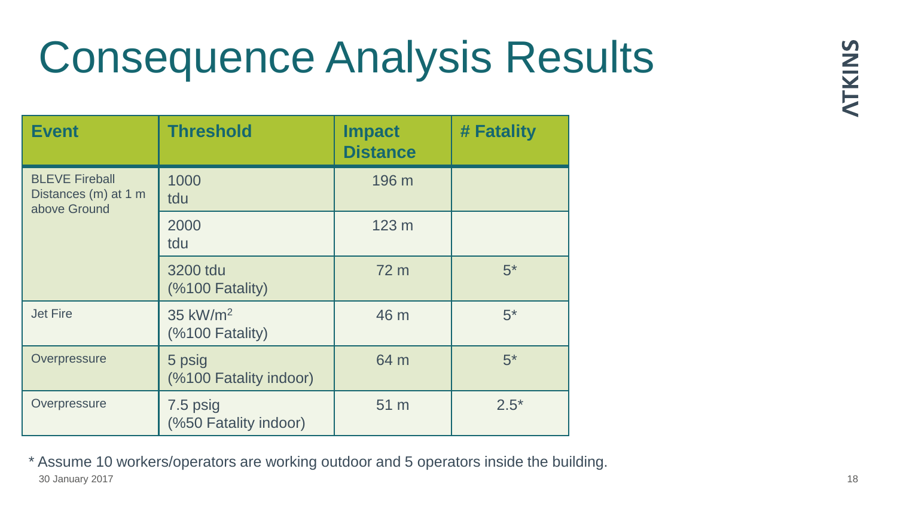# Consequence Analysis Results

| Event | Threshold | Impact Distance | # Fatality |
|---|---|---|---|
| BLEVE Fireball Distances (m) at 1 m above Ground | 1000 tdu | 196 m | |
| | 2000 tdu | 123 m | |
| | 3200 tdu (%100 Fatality) | 72 m | 5* |
| Jet Fire | 35 $kW/m^2$ (%100 Fatality) | 46 m | 5* |
| Overpressure | 5 psig (%100 Fatality indoor) | 64 m | 5* |
| Overpressure | 7.5 psig (%50 Fatality indoor) | 51 m | 2.5* |

* Assume 10 workers/operators are working outdoor and 5 operators inside the building.

30 January 2017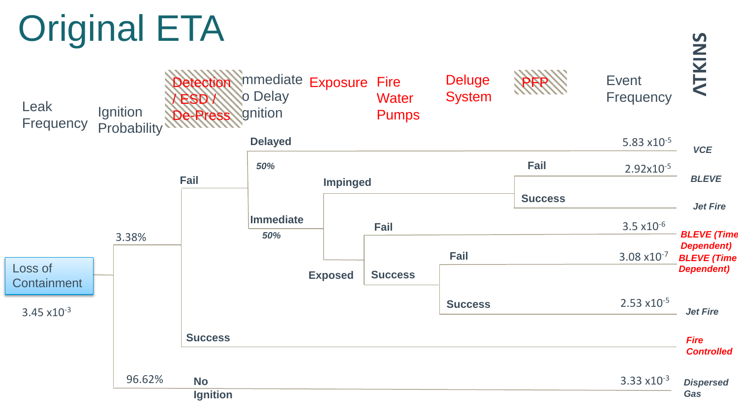# Original ETA

| Leak Frequency | Ignition Probability | Detection / ESD / De-Press | Immediate to Delay Ignition | Exposure | Fire Water Pumps | Deluge System | PFP | Event Frequency | Outcome |
|---|---|---|---|---|---|---|---|---|---|
| Loss of Containment $3.45 \times 10^{-3}$ | 3.38% | Fail | Delayed 50% | | | | | $5.83 \times 10^{-5}$ | VCE |
| | | | Immediate 50% | Impinged | | | Fail | $2.92 \times 10^{-5}$ | BLEVE |
| | | | | | | | Success | | Jet Fire |
| | | | | Exposed | Fail | | | $3.5 \times 10^{-6}$ | BLEVE (Time Dependent) |
| | | | | | Success | Fail | | $3.08 \times 10^{-7}$ | BLEVE (Time Dependent) |
| | | | | | | Success | | $2.53 \times 10^{-5}$ | Jet Fire |
| | | Success | | | | | | | Fire Controlled |
| | 96.62% No Ignition | | | | | | | $3.33 \times 10^{-3}$ | Dispersed Gas |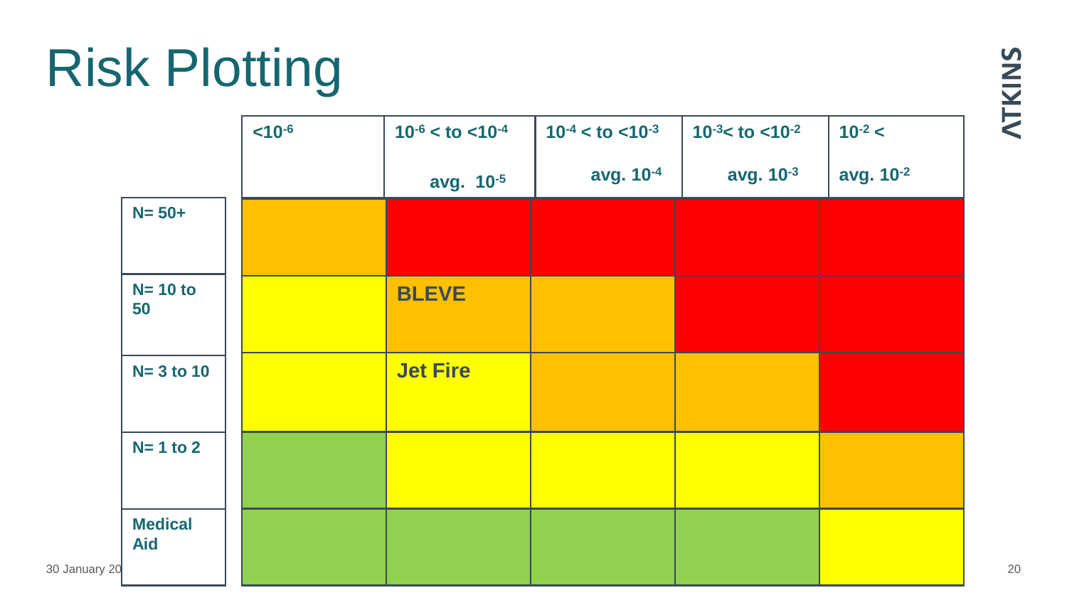# Risk Plotting

| | $<10^{-6}$ | $10^{-6} <$ to $<10^{-4}$ avg. $10^{-5}$ | $10^{-4} <$ to $<10^{-3}$ avg. $10^{-4}$ | $10^{-3} <$ to $<10^{-2}$ avg. $10^{-3}$ | $10^{-2} <$ avg. $10^{-2}$ |
|---|---|---|---|---|---|
| N= 50+ | | | | | |
| N= 10 to 50 | | BLEVE | | | |
| N= 3 to 10 | | Jet Fire | | | |
| N= 1 to 2 | | | | | |
| Medical Aid | | | | | |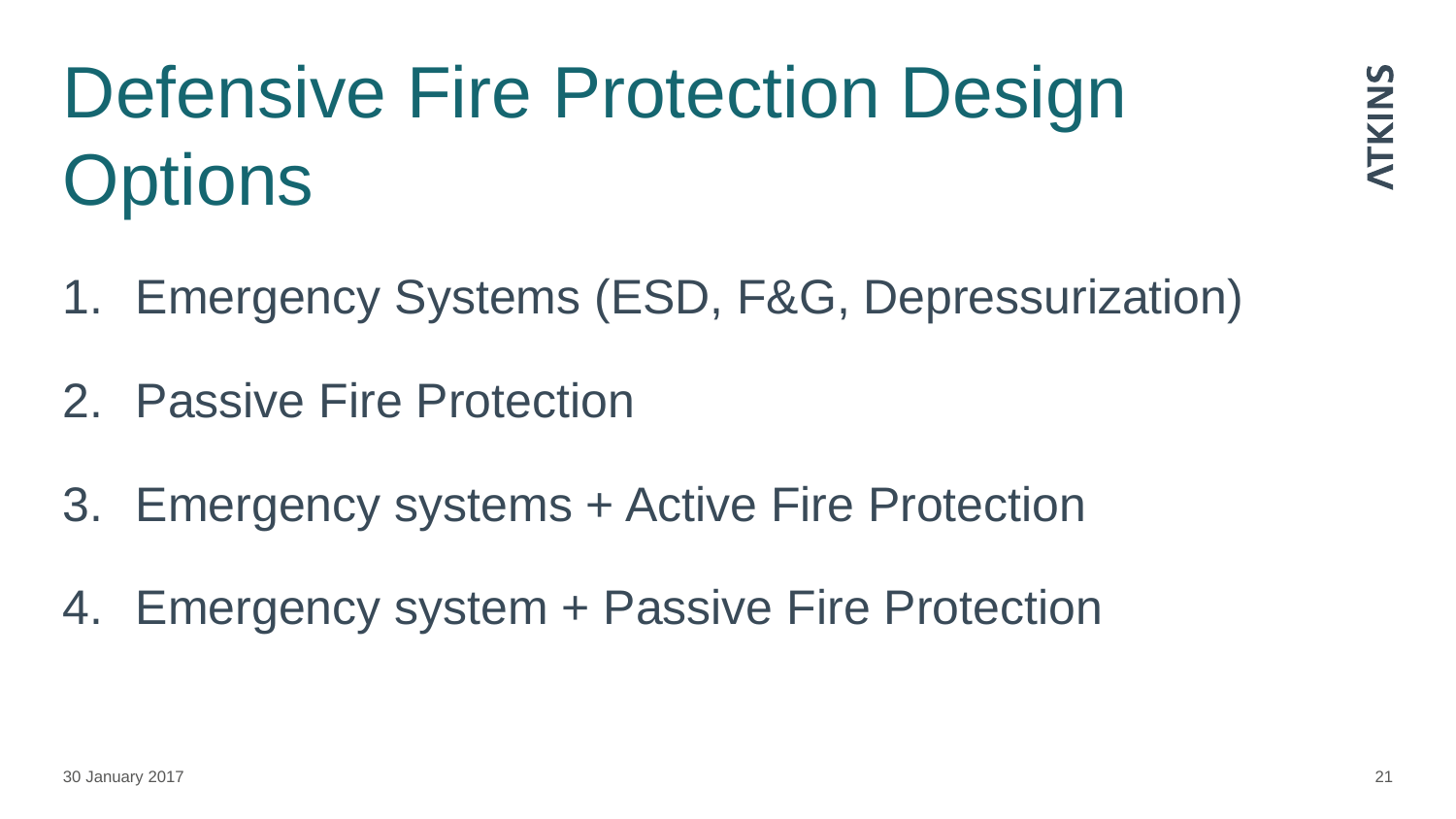# Defensive Fire Protection Design Options

1. Emergency Systems (ESD, F&G, Depressurization)
2. Passive Fire Protection
3. Emergency systems + Active Fire Protection
4. Emergency system + Passive Fire Protection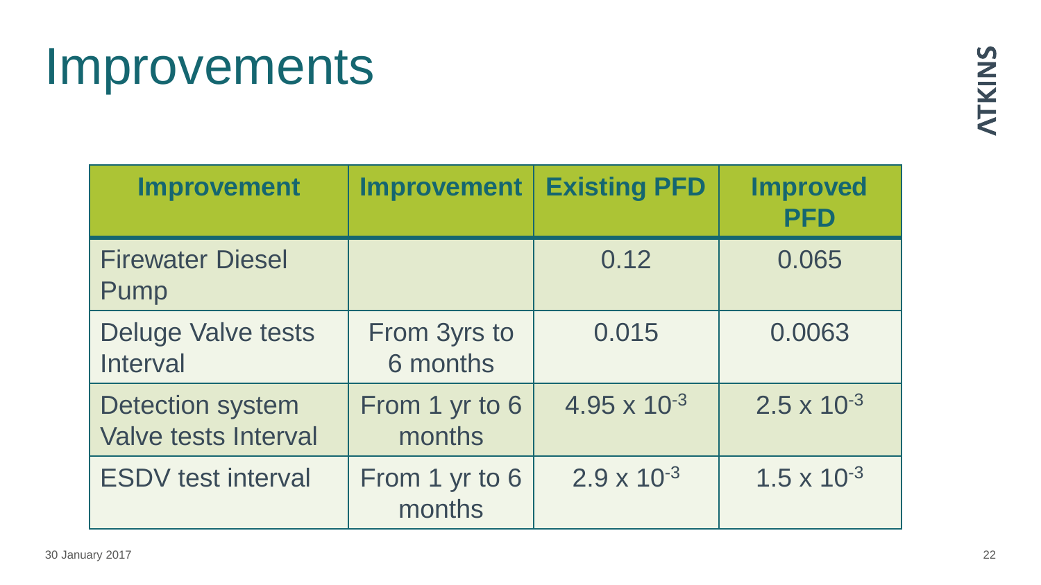# Improvements

| Improvement | Improvement | Existing PFD | Improved PFD |
|---|---|---|---|
| Firewater Diesel Pump | | 0.12 | 0.065 |
| Deluge Valve tests Interval | From 3yrs to 6 months | 0.015 | 0.0063 |
| Detection system Valve tests Interval | From 1 yr to 6 months | $4.95 \times 10^{-3}$ | $2.5 \times 10^{-3}$ |
| ESDV test interval | From 1 yr to 6 months | $2.9 \times 10^{-3}$ | $1.5 \times 10^{-3}$ |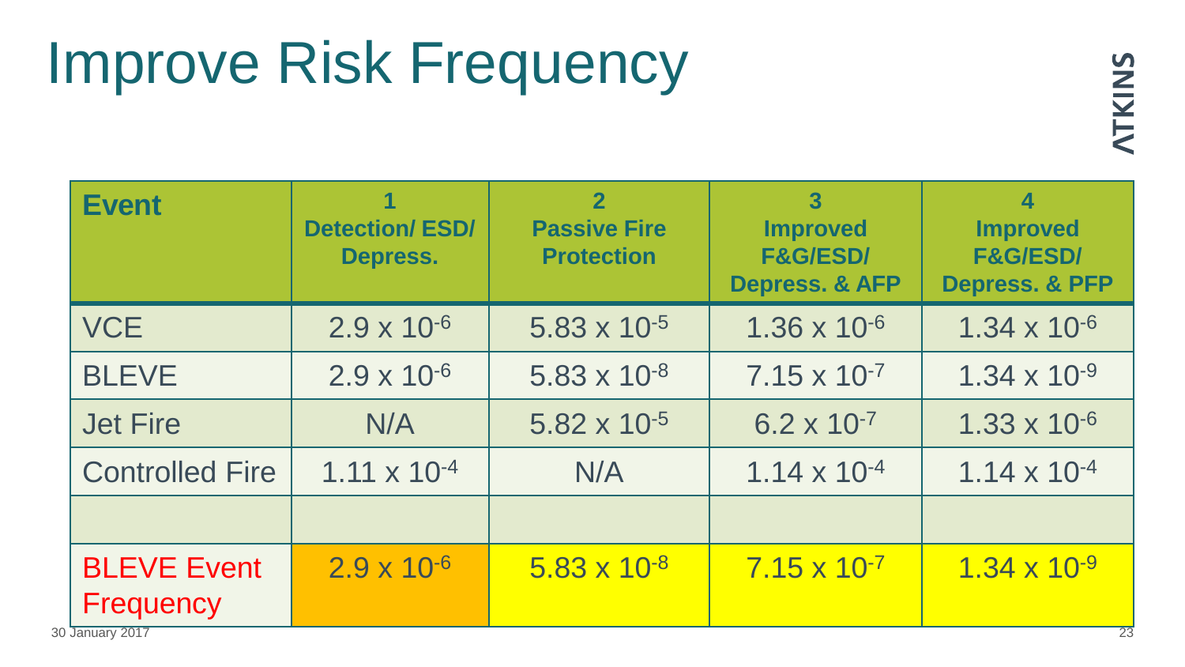# Improve Risk Frequency

| Event | 1 Detection/ ESD/ Depress. | 2 Passive Fire Protection | 3 Improved F&G/ESD/ Depress. & AFP | 4 Improved F&G/ESD/ Depress. & PFP |
|---|---|---|---|---|
| VCE | $2.9 \times 10^{-6}$ | $5.83 \times 10^{-5}$ | $1.36 \times 10^{-6}$ | $1.34 \times 10^{-6}$ |
| BLEVE | $2.9 \times 10^{-6}$ | $5.83 \times 10^{-8}$ | $7.15 \times 10^{-7}$ | $1.34 \times 10^{-9}$ |
| Jet Fire | N/A | $5.82 \times 10^{-5}$ | $6.2 \times 10^{-7}$ | $1.33 \times 10^{-6}$ |
| Controlled Fire | $1.11 \times 10^{-4}$ | N/A | $1.14 \times 10^{-4}$ | $1.14 \times 10^{-4}$ |
| | | | | |
| BLEVE Event Frequency | $2.9 \times 10^{-6}$ | $5.83 \times 10^{-8}$ | $7.15 \times 10^{-7}$ | $1.34 \times 10^{-9}$ |

30 January 2017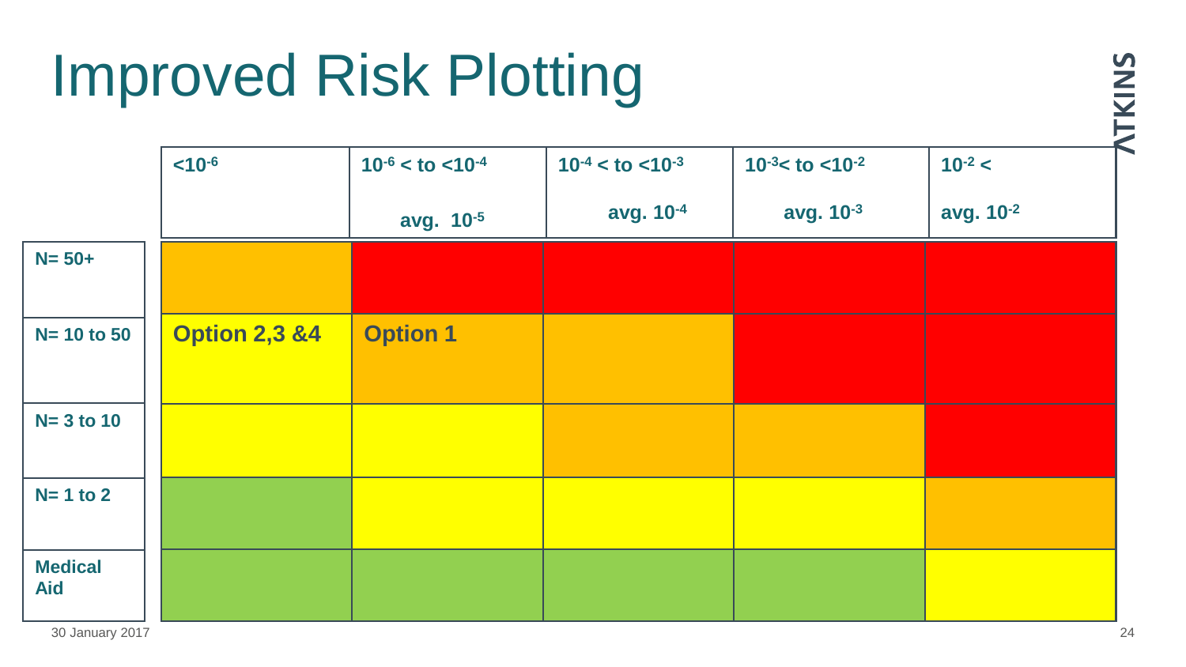# Improved Risk Plotting

| | $<10^{-6}$ | $10^{-6} <$ to $<10^{-4}$ avg. $10^{-5}$ | $10^{-4} <$ to $<10^{-3}$ avg. $10^{-4}$ | $10^{-3} <$ to $<10^{-2}$ avg. $10^{-3}$ | $10^{-2} <$ avg. $10^{-2}$ |
|---|---|---|---|---|---|
| **N= 50+** | | | | | |
| **N= 10 to 50** | **Option 2,3 &4** | **Option 1** | | | |
| **N= 3 to 10** | | | | | |
| **N= 1 to 2** | | | | | |
| **Medical Aid** | | | | | |

30 January 2017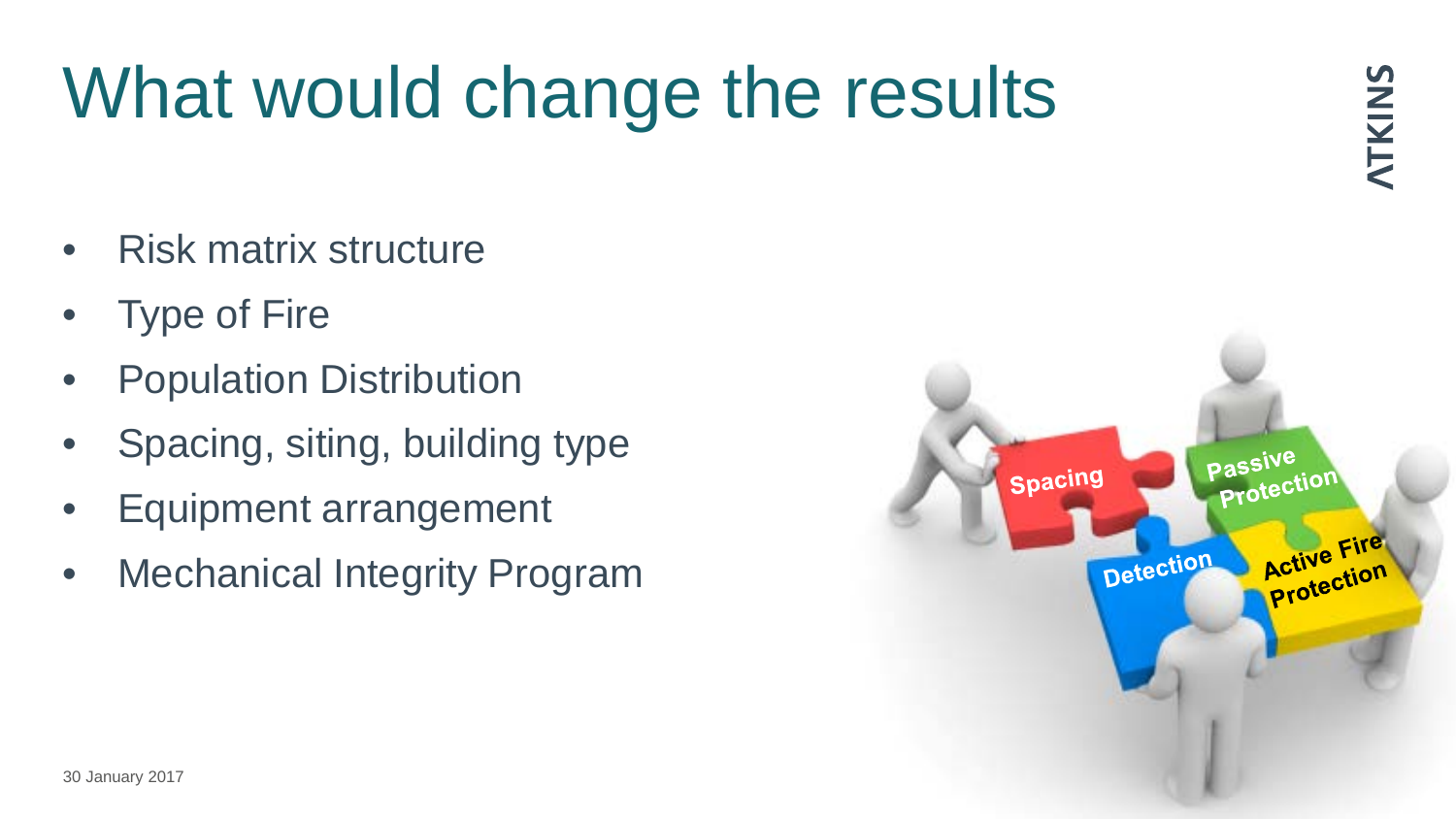# What would change the results

- Risk matrix structure
- Type of Fire
- Population Distribution
- Spacing, siting, building type
- Equipment arrangement
- Mechanical Integrity Program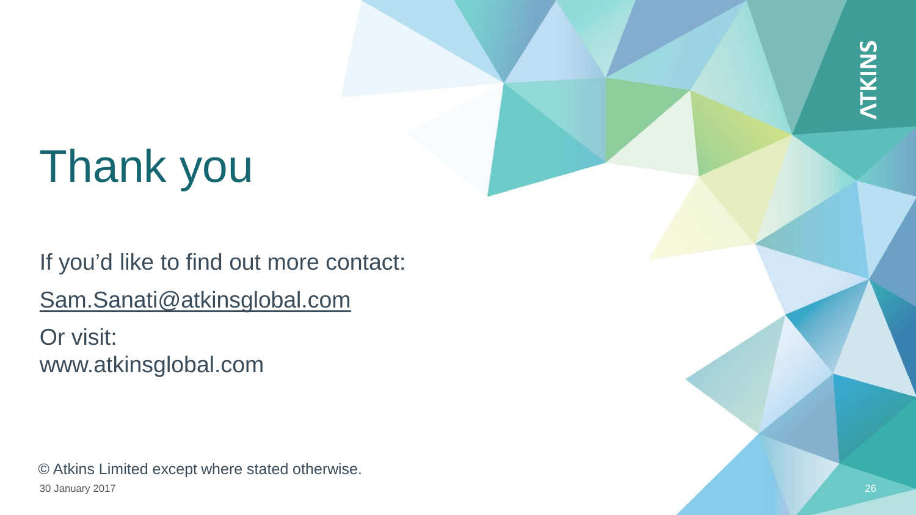# Thank you

If you'd like to find out more contact:

Sam.Sanati@atkinsglobal.com

Or visit:
www.atkinsglobal.com

© Atkins Limited except where stated otherwise.

30 January 2017